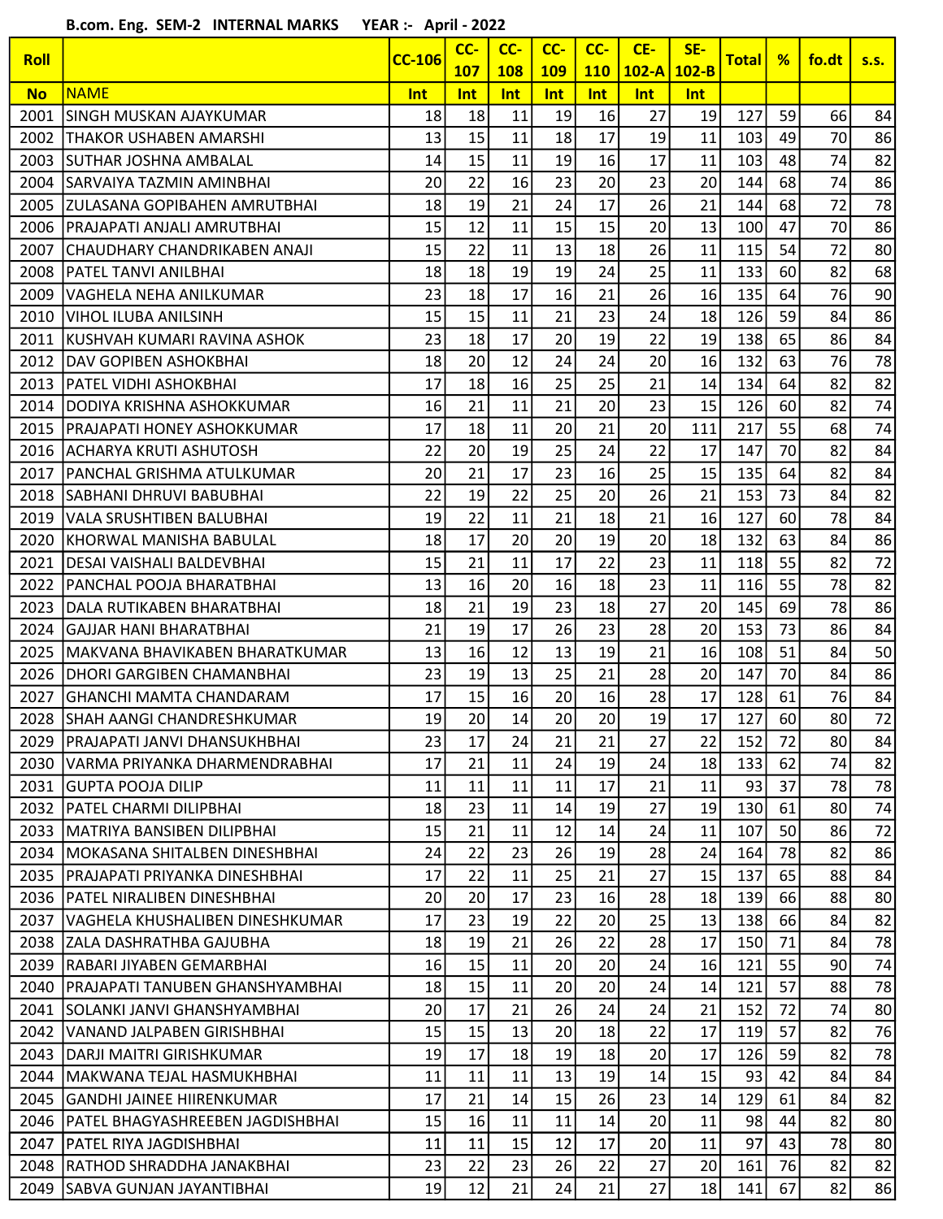B.com. Eng. SEM-2 INTERNAL MARKS YEAR :- April - 2022

| Roll | | CC-106 | CC-107 | CC-108 | CC-109 | CC-110 | CE-102-A | SE-102-B | Total | % | fo.dt | s.s. |
|---|---|---|---|---|---|---|---|---|---|---|---|---|
| No | NAME | Int | Int | Int | Int | Int | Int | Int | | | | |
| 2001 | SINGH MUSKAN AJAYKUMAR | 18 | 18 | 11 | 19 | 16 | 27 | 19 | 127 | 59 | 66 | 84 |
| 2002 | THAKOR USHABEN AMARSHI | 13 | 15 | 11 | 18 | 17 | 19 | 11 | 103 | 49 | 70 | 86 |
| 2003 | SUTHAR JOSHNA AMBALAL | 14 | 15 | 11 | 19 | 16 | 17 | 11 | 103 | 48 | 74 | 82 |
| 2004 | SARVAIYA TAZMIN AMINBHAI | 20 | 22 | 16 | 23 | 20 | 23 | 20 | 144 | 68 | 74 | 86 |
| 2005 | ZULASANA GOPIBAHEN AMRUTBHAI | 18 | 19 | 21 | 24 | 17 | 26 | 21 | 144 | 68 | 72 | 78 |
| 2006 | PRAJAPATI ANJALI AMRUTBHAI | 15 | 12 | 11 | 15 | 15 | 20 | 13 | 100 | 47 | 70 | 86 |
| 2007 | CHAUDHARY CHANDRIKABEN ANAJI | 15 | 22 | 11 | 13 | 18 | 26 | 11 | 115 | 54 | 72 | 80 |
| 2008 | PATEL TANVI ANILBHAI | 18 | 18 | 19 | 19 | 24 | 25 | 11 | 133 | 60 | 82 | 68 |
| 2009 | VAGHELA NEHA ANILKUMAR | 23 | 18 | 17 | 16 | 21 | 26 | 16 | 135 | 64 | 76 | 90 |
| 2010 | VIHOL ILUBA ANILSINH | 15 | 15 | 11 | 21 | 23 | 24 | 18 | 126 | 59 | 84 | 86 |
| 2011 | KUSHVAH KUMARI RAVINA ASHOK | 23 | 18 | 17 | 20 | 19 | 22 | 19 | 138 | 65 | 86 | 84 |
| 2012 | DAV GOPIBEN ASHOKBHAI | 18 | 20 | 12 | 24 | 24 | 20 | 16 | 132 | 63 | 76 | 78 |
| 2013 | PATEL VIDHI ASHOKBHAI | 17 | 18 | 16 | 25 | 25 | 21 | 14 | 134 | 64 | 82 | 82 |
| 2014 | DODIYA KRISHNA ASHOKKUMAR | 16 | 21 | 11 | 21 | 20 | 23 | 15 | 126 | 60 | 82 | 74 |
| 2015 | PRAJAPATI HONEY ASHOKKUMAR | 17 | 18 | 11 | 20 | 21 | 20 | 111 | 217 | 55 | 68 | 74 |
| 2016 | ACHARYA KRUTI ASHUTOSH | 22 | 20 | 19 | 25 | 24 | 22 | 17 | 147 | 70 | 82 | 84 |
| 2017 | PANCHAL GRISHMA ATULKUMAR | 20 | 21 | 17 | 23 | 16 | 25 | 15 | 135 | 64 | 82 | 84 |
| 2018 | SABHANI DHRUVI BABUBHAI | 22 | 19 | 22 | 25 | 20 | 26 | 21 | 153 | 73 | 84 | 82 |
| 2019 | VALA SRUSHTIBEN BALUBHAI | 19 | 22 | 11 | 21 | 18 | 21 | 16 | 127 | 60 | 78 | 84 |
| 2020 | KHORWAL MANISHA BABULAL | 18 | 17 | 20 | 20 | 19 | 20 | 18 | 132 | 63 | 84 | 86 |
| 2021 | DESAI VAISHALI BALDEVBHAI | 15 | 21 | 11 | 17 | 22 | 23 | 11 | 118 | 55 | 82 | 72 |
| 2022 | PANCHAL POOJA BHARATBHAI | 13 | 16 | 20 | 16 | 18 | 23 | 11 | 116 | 55 | 78 | 82 |
| 2023 | DALA RUTIKABEN BHARATBHAI | 18 | 21 | 19 | 23 | 18 | 27 | 20 | 145 | 69 | 78 | 86 |
| 2024 | GAJJAR HANI BHARATBHAI | 21 | 19 | 17 | 26 | 23 | 28 | 20 | 153 | 73 | 86 | 84 |
| 2025 | MAKVANA BHAVIKABEN BHARATKUMAR | 13 | 16 | 12 | 13 | 19 | 21 | 16 | 108 | 51 | 84 | 50 |
| 2026 | DHORI GARGIBEN CHAMANBHAI | 23 | 19 | 13 | 25 | 21 | 28 | 20 | 147 | 70 | 84 | 86 |
| 2027 | GHANCHI MAMTA CHANDARAM | 17 | 15 | 16 | 20 | 16 | 28 | 17 | 128 | 61 | 76 | 84 |
| 2028 | SHAH AANGI CHANDRESHKUMAR | 19 | 20 | 14 | 20 | 20 | 19 | 17 | 127 | 60 | 80 | 72 |
| 2029 | PRAJAPATI JANVI DHANSUKHBHAI | 23 | 17 | 24 | 21 | 21 | 27 | 22 | 152 | 72 | 80 | 84 |
| 2030 | VARMA PRIYANKA DHARMENDRABHAI | 17 | 21 | 11 | 24 | 19 | 24 | 18 | 133 | 62 | 74 | 82 |
| 2031 | GUPTA POOJA DILIP | 11 | 11 | 11 | 11 | 17 | 21 | 11 | 93 | 37 | 78 | 78 |
| 2032 | PATEL CHARMI DILIPBHAI | 18 | 23 | 11 | 14 | 19 | 27 | 19 | 130 | 61 | 80 | 74 |
| 2033 | MATRIYA BANSIBEN DILIPBHAI | 15 | 21 | 11 | 12 | 14 | 24 | 11 | 107 | 50 | 86 | 72 |
| 2034 | MOKASANA SHITALBEN DINESHBHAI | 24 | 22 | 23 | 26 | 19 | 28 | 24 | 164 | 78 | 82 | 86 |
| 2035 | PRAJAPATI PRIYANKA DINESHBHAI | 17 | 22 | 11 | 25 | 21 | 27 | 15 | 137 | 65 | 88 | 84 |
| 2036 | PATEL NIRALIBEN DINESHBHAI | 20 | 20 | 17 | 23 | 16 | 28 | 18 | 139 | 66 | 88 | 80 |
| 2037 | VAGHELA KHUSHALIBEN DINESHKUMAR | 17 | 23 | 19 | 22 | 20 | 25 | 13 | 138 | 66 | 84 | 82 |
| 2038 | ZALA DASHRATHBA GAJUBHA | 18 | 19 | 21 | 26 | 22 | 28 | 17 | 150 | 71 | 84 | 78 |
| 2039 | RABARI JIYABEN GEMARBHAI | 16 | 15 | 11 | 20 | 20 | 24 | 16 | 121 | 55 | 90 | 74 |
| 2040 | PRAJAPATI TANUBEN GHANSHYAMBHAI | 18 | 15 | 11 | 20 | 20 | 24 | 14 | 121 | 57 | 88 | 78 |
| 2041 | SOLANKI JANVI GHANSHYAMBHAI | 20 | 17 | 21 | 26 | 24 | 24 | 21 | 152 | 72 | 74 | 80 |
| 2042 | VANAND JALPABEN GIRISHBHAI | 15 | 15 | 13 | 20 | 18 | 22 | 17 | 119 | 57 | 82 | 76 |
| 2043 | DARJI MAITRI GIRISHKUMAR | 19 | 17 | 18 | 19 | 18 | 20 | 17 | 126 | 59 | 82 | 78 |
| 2044 | MAKWANA TEJAL HASMUKHBHAI | 11 | 11 | 11 | 13 | 19 | 14 | 15 | 93 | 42 | 84 | 84 |
| 2045 | GANDHI JAINEE HIIRENKUMAR | 17 | 21 | 14 | 15 | 26 | 23 | 14 | 129 | 61 | 84 | 82 |
| 2046 | PATEL BHAGYASHREEBEN JAGDISHBHAI | 15 | 16 | 11 | 11 | 14 | 20 | 11 | 98 | 44 | 82 | 80 |
| 2047 | PATEL RIYA JAGDISHBHAI | 11 | 11 | 15 | 12 | 17 | 20 | 11 | 97 | 43 | 78 | 80 |
| 2048 | RATHOD SHRADDHA JANAKBHAI | 23 | 22 | 23 | 26 | 22 | 27 | 20 | 161 | 76 | 82 | 82 |
| 2049 | SABVA GUNJAN JAYANTIBHAI | 19 | 12 | 21 | 24 | 21 | 27 | 18 | 141 | 67 | 82 | 86 |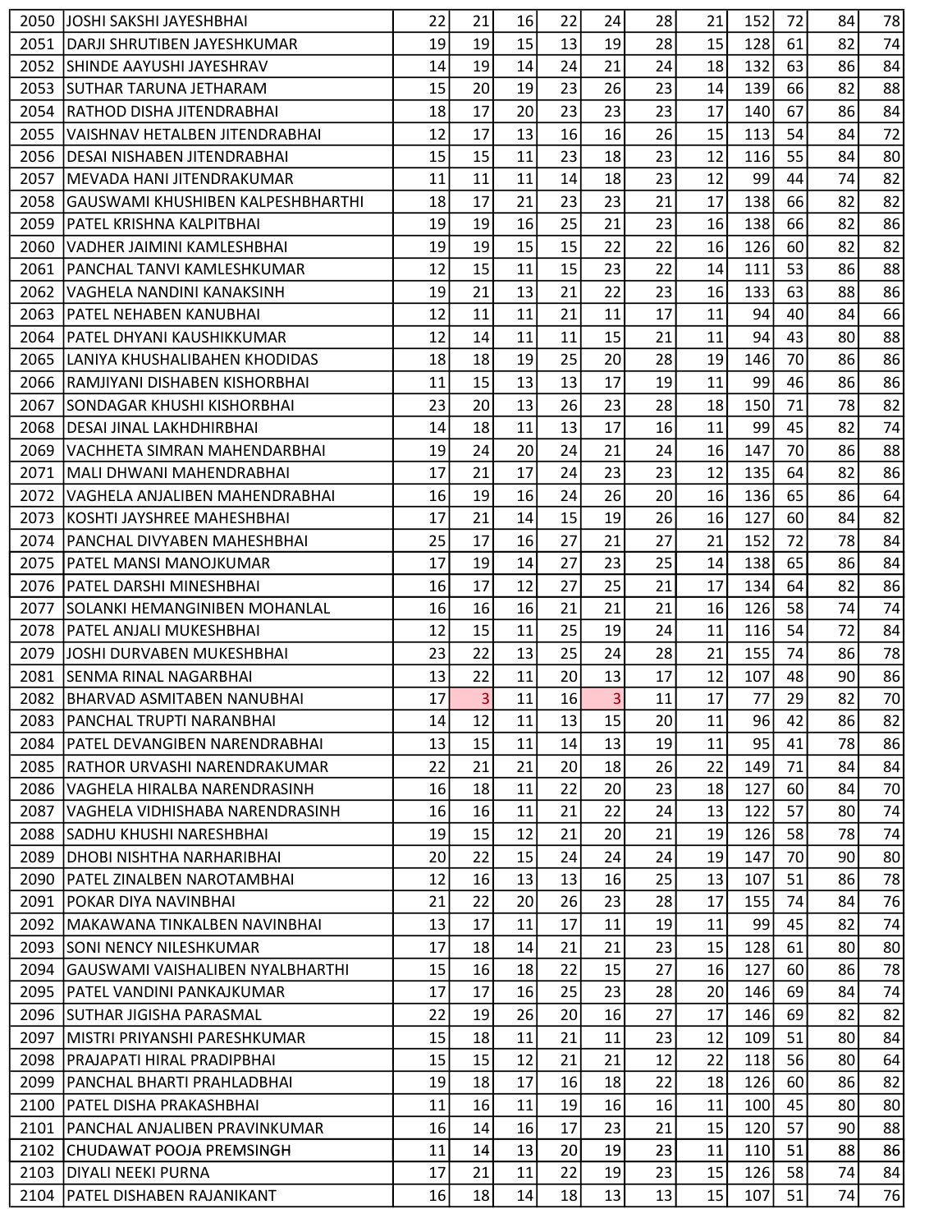| | | | | | | | | | | | | |
|---|---|---|---|---|---|---|---|---|---|---|---|---|
| 2050 | JOSHI SAKSHI JAYESHBHAI | 22 | 21 | 16 | 22 | 24 | 28 | 21 | 152 | 72 | 84 | 78 |
| 2051 | DARJI SHRUTIBEN JAYESHKUMAR | 19 | 19 | 15 | 13 | 19 | 28 | 15 | 128 | 61 | 82 | 74 |
| 2052 | SHINDE AAYUSHI JAYESHRAV | 14 | 19 | 14 | 24 | 21 | 24 | 18 | 132 | 63 | 86 | 84 |
| 2053 | SUTHAR TARUNA JETHARAM | 15 | 20 | 19 | 23 | 26 | 23 | 14 | 139 | 66 | 82 | 88 |
| 2054 | RATHOD DISHA JITENDRABHAI | 18 | 17 | 20 | 23 | 23 | 23 | 17 | 140 | 67 | 86 | 84 |
| 2055 | VAISHNAV HETALBEN JITENDRABHAI | 12 | 17 | 13 | 16 | 16 | 26 | 15 | 113 | 54 | 84 | 72 |
| 2056 | DESAI NISHABEN JITENDRABHAI | 15 | 15 | 11 | 23 | 18 | 23 | 12 | 116 | 55 | 84 | 80 |
| 2057 | MEVADA HANI JITENDRAKUMAR | 11 | 11 | 11 | 14 | 18 | 23 | 12 | 99 | 44 | 74 | 82 |
| 2058 | GAUSWAMI KHUSHIBEN KALPESHBHARTHI | 18 | 17 | 21 | 23 | 23 | 21 | 17 | 138 | 66 | 82 | 82 |
| 2059 | PATEL KRISHNA KALPITBHAI | 19 | 19 | 16 | 25 | 21 | 23 | 16 | 138 | 66 | 82 | 86 |
| 2060 | VADHER JAIMINI KAMLESHBHAI | 19 | 19 | 15 | 15 | 22 | 22 | 16 | 126 | 60 | 82 | 82 |
| 2061 | PANCHAL TANVI KAMLESHKUMAR | 12 | 15 | 11 | 15 | 23 | 22 | 14 | 111 | 53 | 86 | 88 |
| 2062 | VAGHELA NANDINI KANAKSINH | 19 | 21 | 13 | 21 | 22 | 23 | 16 | 133 | 63 | 88 | 86 |
| 2063 | PATEL NEHABEN KANUBHAI | 12 | 11 | 11 | 21 | 11 | 17 | 11 | 94 | 40 | 84 | 66 |
| 2064 | PATEL DHYANI KAUSHIKKUMAR | 12 | 14 | 11 | 11 | 15 | 21 | 11 | 94 | 43 | 80 | 88 |
| 2065 | LANIYA KHUSHALIBAHEN KHODIDAS | 18 | 18 | 19 | 25 | 20 | 28 | 19 | 146 | 70 | 86 | 86 |
| 2066 | RAMJIYANI DISHABEN KISHORBHAI | 11 | 15 | 13 | 13 | 17 | 19 | 11 | 99 | 46 | 86 | 86 |
| 2067 | SONDAGAR KHUSHI KISHORBHAI | 23 | 20 | 13 | 26 | 23 | 28 | 18 | 150 | 71 | 78 | 82 |
| 2068 | DESAI JINAL LAKHDHIRBHAI | 14 | 18 | 11 | 13 | 17 | 16 | 11 | 99 | 45 | 82 | 74 |
| 2069 | VACHHETA SIMRAN MAHENDARBHAI | 19 | 24 | 20 | 24 | 21 | 24 | 16 | 147 | 70 | 86 | 88 |
| 2071 | MALI DHWANI MAHENDRABHAI | 17 | 21 | 17 | 24 | 23 | 23 | 12 | 135 | 64 | 82 | 86 |
| 2072 | VAGHELA ANJALIBEN MAHENDRABHAI | 16 | 19 | 16 | 24 | 26 | 20 | 16 | 136 | 65 | 86 | 64 |
| 2073 | KOSHTI JAYSHREE MAHESHBHAI | 17 | 21 | 14 | 15 | 19 | 26 | 16 | 127 | 60 | 84 | 82 |
| 2074 | PANCHAL DIVYABEN MAHESHBHAI | 25 | 17 | 16 | 27 | 21 | 27 | 21 | 152 | 72 | 78 | 84 |
| 2075 | PATEL MANSI MANOJKUMAR | 17 | 19 | 14 | 27 | 23 | 25 | 14 | 138 | 65 | 86 | 84 |
| 2076 | PATEL DARSHI MINESHBHAI | 16 | 17 | 12 | 27 | 25 | 21 | 17 | 134 | 64 | 82 | 86 |
| 2077 | SOLANKI HEMANGINIBEN MOHANLAL | 16 | 16 | 16 | 21 | 21 | 21 | 16 | 126 | 58 | 74 | 74 |
| 2078 | PATEL ANJALI MUKESHBHAI | 12 | 15 | 11 | 25 | 19 | 24 | 11 | 116 | 54 | 72 | 84 |
| 2079 | JOSHI DURVABEN MUKESHBHAI | 23 | 22 | 13 | 25 | 24 | 28 | 21 | 155 | 74 | 86 | 78 |
| 2081 | SENMA RINAL NAGARBHAI | 13 | 22 | 11 | 20 | 13 | 17 | 12 | 107 | 48 | 90 | 86 |
| 2082 | BHARVAD ASMITABEN NANUBHAI | 17 | 3 | 11 | 16 | 3 | 11 | 17 | 77 | 29 | 82 | 70 |
| 2083 | PANCHAL TRUPTI NARANBHAI | 14 | 12 | 11 | 13 | 15 | 20 | 11 | 96 | 42 | 86 | 82 |
| 2084 | PATEL DEVANGIBEN NARENDRABHAI | 13 | 15 | 11 | 14 | 13 | 19 | 11 | 95 | 41 | 78 | 86 |
| 2085 | RATHOR URVASHI NARENDRAKUMAR | 22 | 21 | 21 | 20 | 18 | 26 | 22 | 149 | 71 | 84 | 84 |
| 2086 | VAGHELA HIRALBA NARENDRASINH | 16 | 18 | 11 | 22 | 20 | 23 | 18 | 127 | 60 | 84 | 70 |
| 2087 | VAGHELA VIDHISHABA NARENDRASINH | 16 | 16 | 11 | 21 | 22 | 24 | 13 | 122 | 57 | 80 | 74 |
| 2088 | SADHU KHUSHI NARESHBHAI | 19 | 15 | 12 | 21 | 20 | 21 | 19 | 126 | 58 | 78 | 74 |
| 2089 | DHOBI NISHTHA NARHARIBHAI | 20 | 22 | 15 | 24 | 24 | 24 | 19 | 147 | 70 | 90 | 80 |
| 2090 | PATEL ZINALBEN NAROTAMBHAI | 12 | 16 | 13 | 13 | 16 | 25 | 13 | 107 | 51 | 86 | 78 |
| 2091 | POKAR DIYA NAVINBHAI | 21 | 22 | 20 | 26 | 23 | 28 | 17 | 155 | 74 | 84 | 76 |
| 2092 | MAKAWANA TINKALBEN NAVINBHAI | 13 | 17 | 11 | 17 | 11 | 19 | 11 | 99 | 45 | 82 | 74 |
| 2093 | SONI NENCY NILESHKUMAR | 17 | 18 | 14 | 21 | 21 | 23 | 15 | 128 | 61 | 80 | 80 |
| 2094 | GAUSWAMI VAISHALIBEN NYALBHARTHI | 15 | 16 | 18 | 22 | 15 | 27 | 16 | 127 | 60 | 86 | 78 |
| 2095 | PATEL VANDINI PANKAJKUMAR | 17 | 17 | 16 | 25 | 23 | 28 | 20 | 146 | 69 | 84 | 74 |
| 2096 | SUTHAR JIGISHA PARASMAL | 22 | 19 | 26 | 20 | 16 | 27 | 17 | 146 | 69 | 82 | 82 |
| 2097 | MISTRI PRIYANSHI PARESHKUMAR | 15 | 18 | 11 | 21 | 11 | 23 | 12 | 109 | 51 | 80 | 84 |
| 2098 | PRAJAPATI HIRAL PRADIPBHAI | 15 | 15 | 12 | 21 | 21 | 12 | 22 | 118 | 56 | 80 | 64 |
| 2099 | PANCHAL BHARTI PRAHLADBHAI | 19 | 18 | 17 | 16 | 18 | 22 | 18 | 126 | 60 | 86 | 82 |
| 2100 | PATEL DISHA PRAKASHBHAI | 11 | 16 | 11 | 19 | 16 | 16 | 11 | 100 | 45 | 80 | 80 |
| 2101 | PANCHAL ANJALIBEN PRAVINKUMAR | 16 | 14 | 16 | 17 | 23 | 21 | 15 | 120 | 57 | 90 | 88 |
| 2102 | CHUDAWAT POOJA PREMSINGH | 11 | 14 | 13 | 20 | 19 | 23 | 11 | 110 | 51 | 88 | 86 |
| 2103 | DIYALI NEEKI PURNA | 17 | 21 | 11 | 22 | 19 | 23 | 15 | 126 | 58 | 74 | 84 |
| 2104 | PATEL DISHABEN RAJANIKANT | 16 | 18 | 14 | 18 | 13 | 13 | 15 | 107 | 51 | 74 | 76 |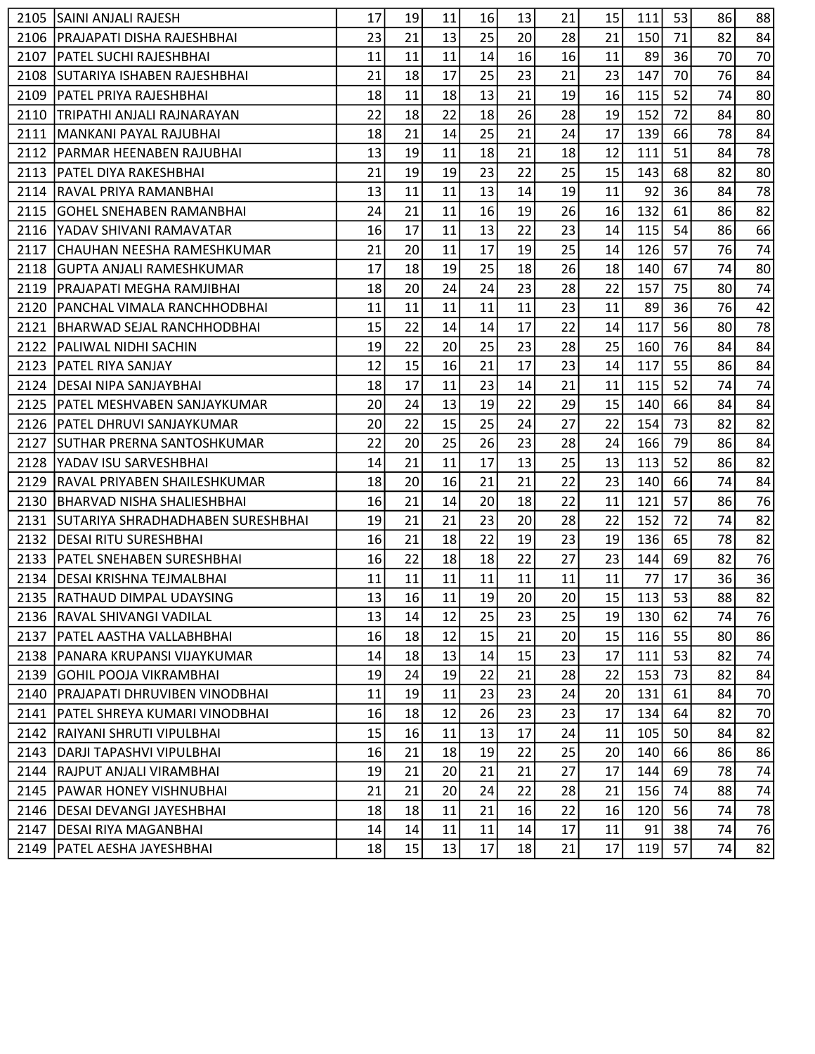| | | | | | | | | | | | | |
|---|---|---|---|---|---|---|---|---|---|---|---|---|
| 2105 | SAINI ANJALI RAJESH | 17 | 19 | 11 | 16 | 13 | 21 | 15 | 111 | 53 | 86 | 88 |
| 2106 | PRAJAPATI DISHA RAJESHBHAI | 23 | 21 | 13 | 25 | 20 | 28 | 21 | 150 | 71 | 82 | 84 |
| 2107 | PATEL SUCHI RAJESHBHAI | 11 | 11 | 11 | 14 | 16 | 16 | 11 | 89 | 36 | 70 | 70 |
| 2108 | SUTARIYA ISHABEN RAJESHBHAI | 21 | 18 | 17 | 25 | 23 | 21 | 23 | 147 | 70 | 76 | 84 |
| 2109 | PATEL PRIYA RAJESHBHAI | 18 | 11 | 18 | 13 | 21 | 19 | 16 | 115 | 52 | 74 | 80 |
| 2110 | TRIPATHI ANJALI RAJNARAYAN | 22 | 18 | 22 | 18 | 26 | 28 | 19 | 152 | 72 | 84 | 80 |
| 2111 | MANKANI PAYAL RAJUBHAI | 18 | 21 | 14 | 25 | 21 | 24 | 17 | 139 | 66 | 78 | 84 |
| 2112 | PARMAR HEENABEN RAJUBHAI | 13 | 19 | 11 | 18 | 21 | 18 | 12 | 111 | 51 | 84 | 78 |
| 2113 | PATEL DIYA RAKESHBHAI | 21 | 19 | 19 | 23 | 22 | 25 | 15 | 143 | 68 | 82 | 80 |
| 2114 | RAVAL PRIYA RAMANBHAI | 13 | 11 | 11 | 13 | 14 | 19 | 11 | 92 | 36 | 84 | 78 |
| 2115 | GOHEL SNEHABEN RAMANBHAI | 24 | 21 | 11 | 16 | 19 | 26 | 16 | 132 | 61 | 86 | 82 |
| 2116 | YADAV SHIVANI RAMAVATAR | 16 | 17 | 11 | 13 | 22 | 23 | 14 | 115 | 54 | 86 | 66 |
| 2117 | CHAUHAN NEESHA RAMESHKUMAR | 21 | 20 | 11 | 17 | 19 | 25 | 14 | 126 | 57 | 76 | 74 |
| 2118 | GUPTA ANJALI RAMESHKUMAR | 17 | 18 | 19 | 25 | 18 | 26 | 18 | 140 | 67 | 74 | 80 |
| 2119 | PRAJAPATI MEGHA RAMJIBHAI | 18 | 20 | 24 | 24 | 23 | 28 | 22 | 157 | 75 | 80 | 74 |
| 2120 | PANCHAL VIMALA RANCHHODBHAI | 11 | 11 | 11 | 11 | 11 | 23 | 11 | 89 | 36 | 76 | 42 |
| 2121 | BHARWAD SEJAL RANCHHODBHAI | 15 | 22 | 14 | 14 | 17 | 22 | 14 | 117 | 56 | 80 | 78 |
| 2122 | PALIWAL NIDHI SACHIN | 19 | 22 | 20 | 25 | 23 | 28 | 25 | 160 | 76 | 84 | 84 |
| 2123 | PATEL RIYA SANJAY | 12 | 15 | 16 | 21 | 17 | 23 | 14 | 117 | 55 | 86 | 84 |
| 2124 | DESAI NIPA SANJAYBHAI | 18 | 17 | 11 | 23 | 14 | 21 | 11 | 115 | 52 | 74 | 74 |
| 2125 | PATEL MESHVABEN SANJAYKUMAR | 20 | 24 | 13 | 19 | 22 | 29 | 15 | 140 | 66 | 84 | 84 |
| 2126 | PATEL DHRUVI SANJAYKUMAR | 20 | 22 | 15 | 25 | 24 | 27 | 22 | 154 | 73 | 82 | 82 |
| 2127 | SUTHAR PRERNA SANTOSHKUMAR | 22 | 20 | 25 | 26 | 23 | 28 | 24 | 166 | 79 | 86 | 84 |
| 2128 | YADAV ISU SARVESHBHAI | 14 | 21 | 11 | 17 | 13 | 25 | 13 | 113 | 52 | 86 | 82 |
| 2129 | RAVAL PRIYABEN SHAILESHKUMAR | 18 | 20 | 16 | 21 | 21 | 22 | 23 | 140 | 66 | 74 | 84 |
| 2130 | BHARVAD NISHA SHALIESHBHAI | 16 | 21 | 14 | 20 | 18 | 22 | 11 | 121 | 57 | 86 | 76 |
| 2131 | SUTARIYA SHRADHADHABEN SURESHBHAI | 19 | 21 | 21 | 23 | 20 | 28 | 22 | 152 | 72 | 74 | 82 |
| 2132 | DESAI RITU SURESHBHAI | 16 | 21 | 18 | 22 | 19 | 23 | 19 | 136 | 65 | 78 | 82 |
| 2133 | PATEL SNEHABEN SURESHBHAI | 16 | 22 | 18 | 18 | 22 | 27 | 23 | 144 | 69 | 82 | 76 |
| 2134 | DESAI KRISHNA TEJMALBHAI | 11 | 11 | 11 | 11 | 11 | 11 | 11 | 77 | 17 | 36 | 36 |
| 2135 | RATHAUD DIMPAL UDAYSING | 13 | 16 | 11 | 19 | 20 | 20 | 15 | 113 | 53 | 88 | 82 |
| 2136 | RAVAL SHIVANGI VADILAL | 13 | 14 | 12 | 25 | 23 | 25 | 19 | 130 | 62 | 74 | 76 |
| 2137 | PATEL AASTHA VALLABHBHAI | 16 | 18 | 12 | 15 | 21 | 20 | 15 | 116 | 55 | 80 | 86 |
| 2138 | PANARA KRUPANSI VIJAYKUMAR | 14 | 18 | 13 | 14 | 15 | 23 | 17 | 111 | 53 | 82 | 74 |
| 2139 | GOHIL POOJA VIKRAMBHAI | 19 | 24 | 19 | 22 | 21 | 28 | 22 | 153 | 73 | 82 | 84 |
| 2140 | PRAJAPATI DHRUVIBEN VINODBHAI | 11 | 19 | 11 | 23 | 23 | 24 | 20 | 131 | 61 | 84 | 70 |
| 2141 | PATEL SHREYA KUMARI VINODBHAI | 16 | 18 | 12 | 26 | 23 | 23 | 17 | 134 | 64 | 82 | 70 |
| 2142 | RAIYANI SHRUTI VIPULBHAI | 15 | 16 | 11 | 13 | 17 | 24 | 11 | 105 | 50 | 84 | 82 |
| 2143 | DARJI TAPASHVI VIPULBHAI | 16 | 21 | 18 | 19 | 22 | 25 | 20 | 140 | 66 | 86 | 86 |
| 2144 | RAJPUT ANJALI VIRAMBHAI | 19 | 21 | 20 | 21 | 21 | 27 | 17 | 144 | 69 | 78 | 74 |
| 2145 | PAWAR HONEY VISHNUBHAI | 21 | 21 | 20 | 24 | 22 | 28 | 21 | 156 | 74 | 88 | 74 |
| 2146 | DESAI DEVANGI JAYESHBHAI | 18 | 18 | 11 | 21 | 16 | 22 | 16 | 120 | 56 | 74 | 78 |
| 2147 | DESAI RIYA MAGANBHAI | 14 | 14 | 11 | 11 | 14 | 17 | 11 | 91 | 38 | 74 | 76 |
| 2149 | PATEL AESHA JAYESHBHAI | 18 | 15 | 13 | 17 | 18 | 21 | 17 | 119 | 57 | 74 | 82 |